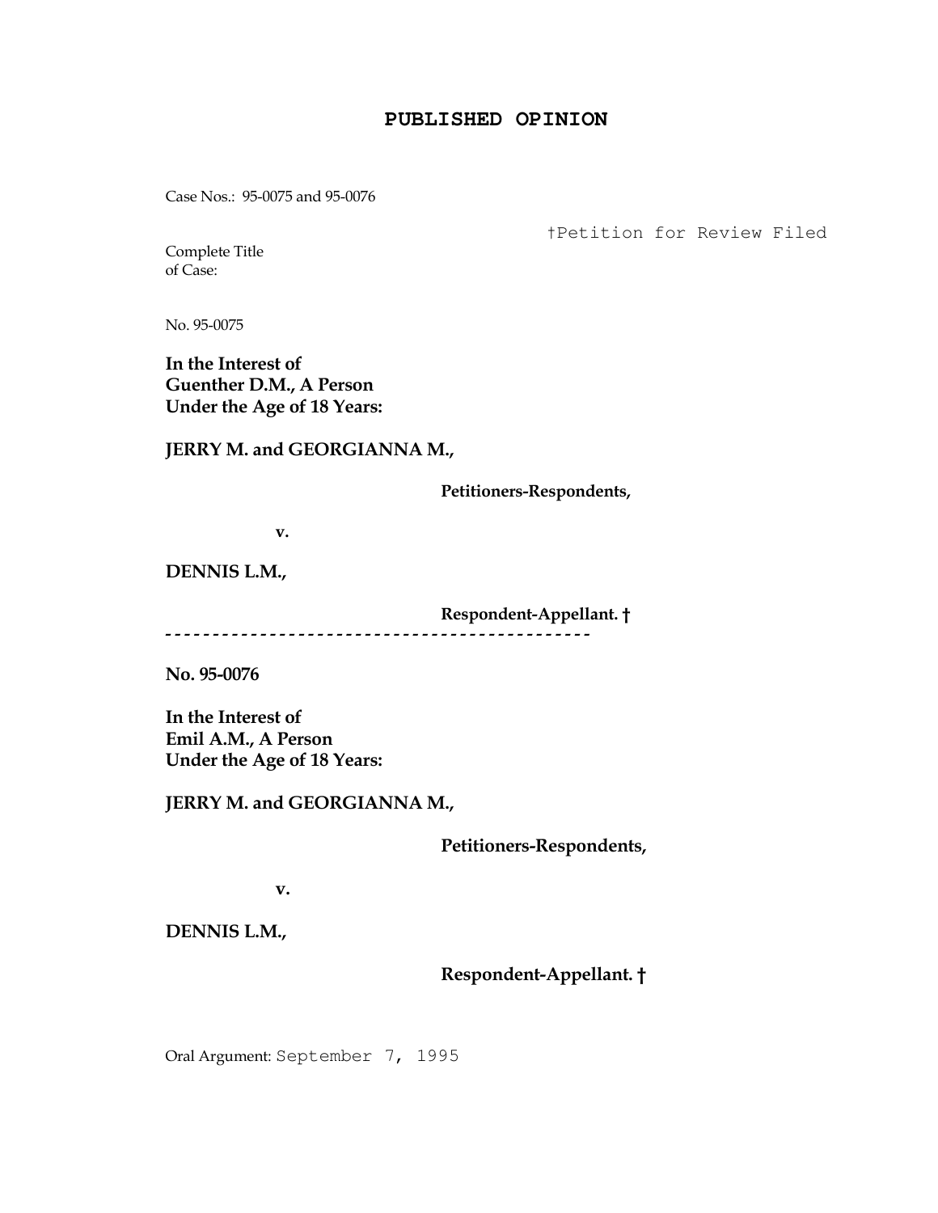# PUBLISHED OPINION

Case Nos.: 95-0075 and 95-0076

†Petition for Review Filed

Complete Title of Case:

No. 95-0075

**In the Interest of Guenther D.M., A Person Under the Age of 18 Years:**

**JERRY M. and GEORGIANNA M.,**

**Petitioners-Respondents,**

**v.**

**DENNIS L.M.,**

**Respondent-Appellant. †**

---

**No. 95-0076**

**In the Interest of Emil A.M., A Person Under the Age of 18 Years:**

**JERRY M. and GEORGIANNA M.,**

**Petitioners-Respondents,**

**v.**

**DENNIS L.M.,**

**Respondent-Appellant. †**

Oral Argument: September 7, 1995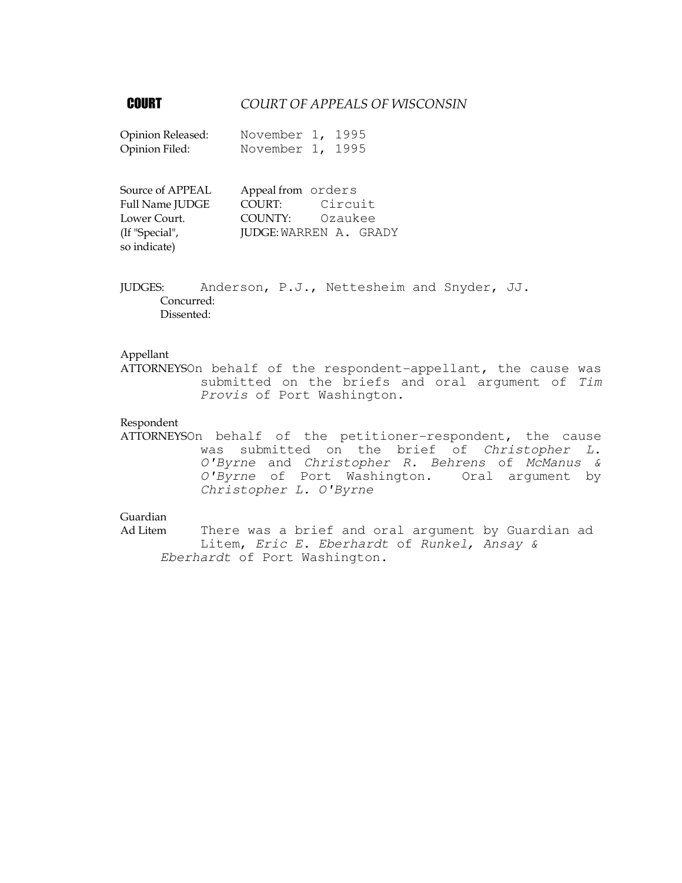**COURT** *COURT OF APPEALS OF WISCONSIN*

Opinion Released: November 1, 1995
Opinion Filed: November 1, 1995

Source of APPEAL Appeal from orders
Full Name JUDGE COURT: Circuit
Lower Court. COUNTY: Ozaukee
(If "Special", JUDGE: WARREN A. GRADY
so indicate)

JUDGES: Anderson, P.J., Nettesheim and Snyder, JJ.
Concurred:
Dissented:

Appellant
ATTORNEYS On behalf of the respondent-appellant, the cause was submitted on the briefs and oral argument of *Tim Provis* of Port Washington.

Respondent
ATTORNEYS On behalf of the petitioner-respondent, the cause was submitted on the brief of *Christopher L. O'Byrne* and *Christopher R. Behrens* of *McManus & O'Byrne* of Port Washington. Oral argument by *Christopher L. O'Byrne*

Guardian
Ad Litem There was a brief and oral argument by Guardian ad Litem, *Eric E. Eberhardt* of *Runkel, Ansay & Eberhardt* of Port Washington.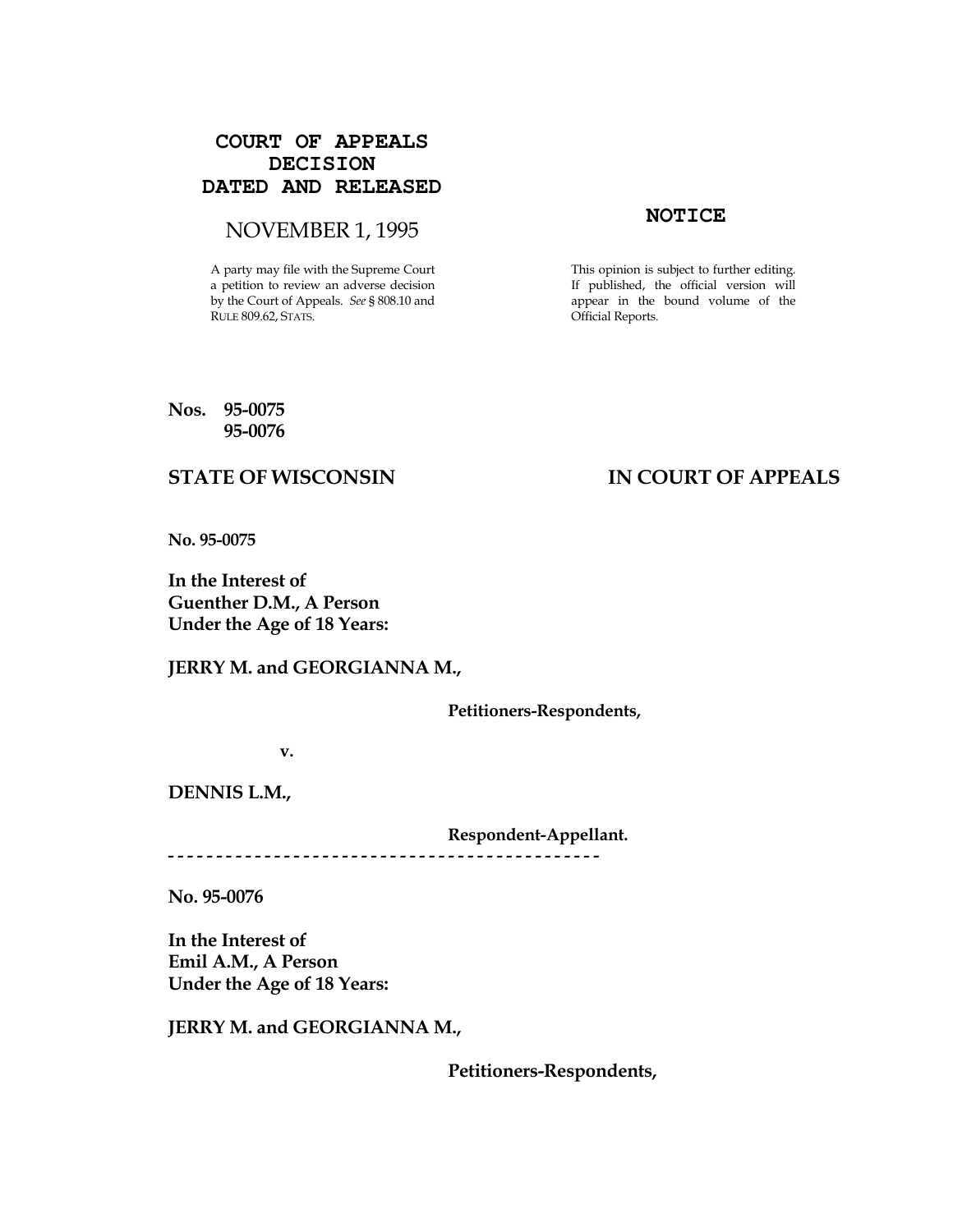**COURT OF APPEALS DECISION DATED AND RELEASED**

NOVEMBER 1, 1995

A party may file with the Supreme Court a petition to review an adverse decision by the Court of Appeals. *See* § 808.10 and RULE 809.62, STATS.

**NOTICE**

This opinion is subject to further editing. If published, the official version will appear in the bound volume of the Official Reports.

**Nos. 95-0075**
**95-0076**

**STATE OF WISCONSIN** **IN COURT OF APPEALS**

**No. 95-0075**

**In the Interest of Guenther D.M., A Person Under the Age of 18 Years:**

**JERRY M. and GEORGIANNA M.,**

**Petitioners-Respondents,**

**v.**

**DENNIS L.M.,**

**Respondent-Appellant.**

---

**No. 95-0076**

**In the Interest of Emil A.M., A Person Under the Age of 18 Years:**

**JERRY M. and GEORGIANNA M.,**

**Petitioners-Respondents,**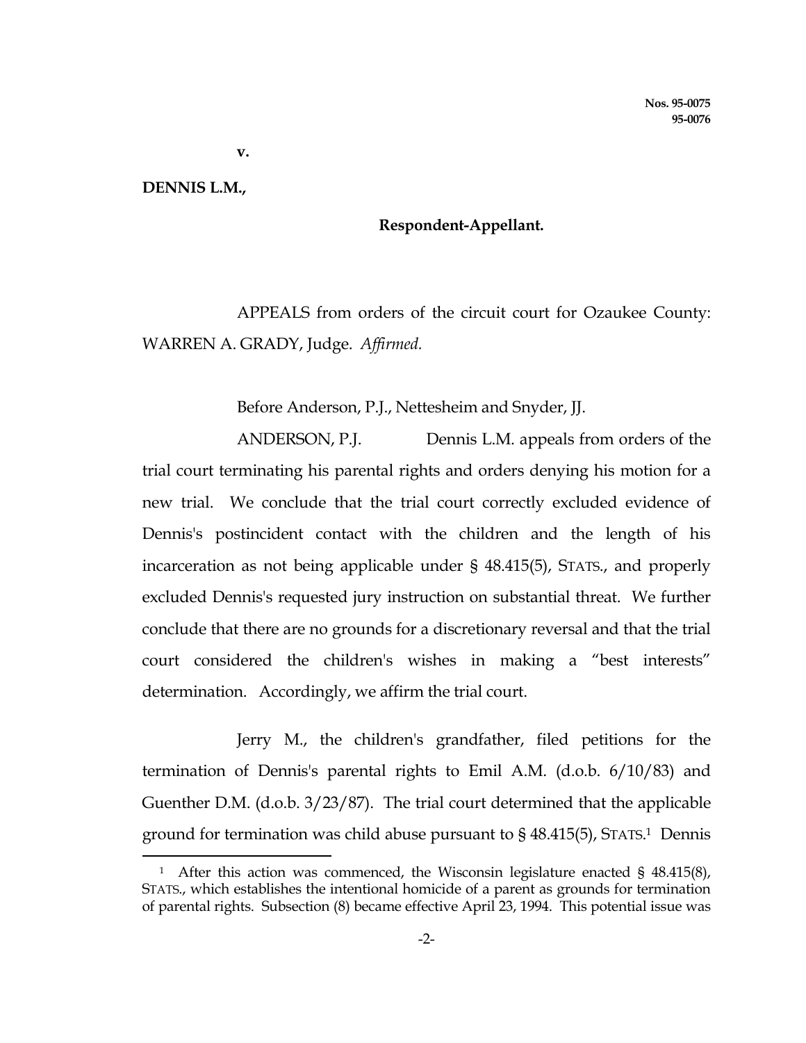**v.**

**DENNIS L.M.,**

**Respondent-Appellant.**

APPEALS from orders of the circuit court for Ozaukee County: WARREN A. GRADY, Judge. *Affirmed.*

Before Anderson, P.J., Nettesheim and Snyder, JJ.

ANDERSON, P.J. Dennis L.M. appeals from orders of the trial court terminating his parental rights and orders denying his motion for a new trial. We conclude that the trial court correctly excluded evidence of Dennis's postincident contact with the children and the length of his incarceration as not being applicable under § 48.415(5), STATS., and properly excluded Dennis's requested jury instruction on substantial threat. We further conclude that there are no grounds for a discretionary reversal and that the trial court considered the children's wishes in making a "best interests" determination. Accordingly, we affirm the trial court.

Jerry M., the children's grandfather, filed petitions for the termination of Dennis's parental rights to Emil A.M. (d.o.b. 6/10/83) and Guenther D.M. (d.o.b. 3/23/87). The trial court determined that the applicable ground for termination was child abuse pursuant to § 48.415(5), STATS.[1] Dennis

[1] After this action was commenced, the Wisconsin legislature enacted § 48.415(8), STATS., which establishes the intentional homicide of a parent as grounds for termination of parental rights. Subsection (8) became effective April 23, 1994. This potential issue was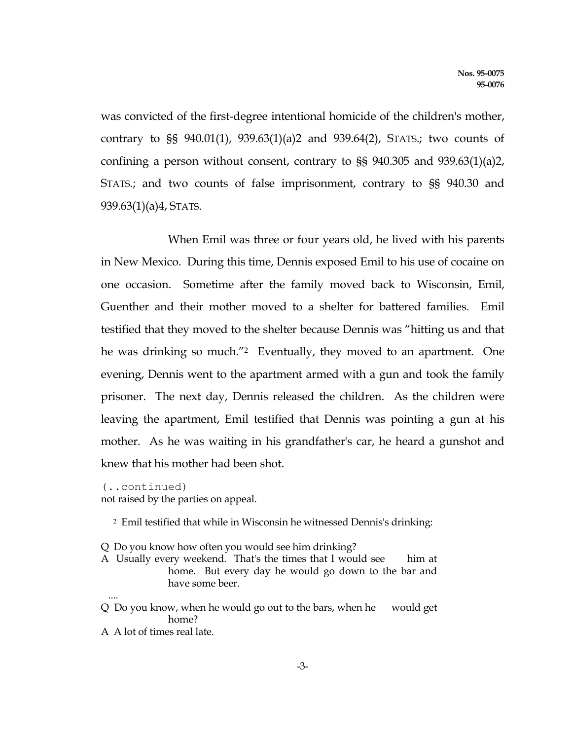was convicted of the first-degree intentional homicide of the children's mother, contrary to §§ 940.01(1), 939.63(1)(a)2 and 939.64(2), STATS.; two counts of confining a person without consent, contrary to §§ 940.305 and 939.63(1)(a)2, STATS.; and two counts of false imprisonment, contrary to §§ 940.30 and 939.63(1)(a)4, STATS.

When Emil was three or four years old, he lived with his parents in New Mexico. During this time, Dennis exposed Emil to his use of cocaine on one occasion. Sometime after the family moved back to Wisconsin, Emil, Guenther and their mother moved to a shelter for battered families. Emil testified that they moved to the shelter because Dennis was "hitting us and that he was drinking so much."[2] Eventually, they moved to an apartment. One evening, Dennis went to the apartment armed with a gun and took the family prisoner. The next day, Dennis released the children. As the children were leaving the apartment, Emil testified that Dennis was pointing a gun at his mother. As he was waiting in his grandfather's car, he heard a gunshot and knew that his mother had been shot.

(..continued)
not raised by the parties on appeal.

[2] Emil testified that while in Wisconsin he witnessed Dennis's drinking:

Q Do you know how often you would see him drinking?
A Usually every weekend. That's the times that I would see him at home. But every day he would go down to the bar and have some beer.

....

Q Do you know, when he would go out to the bars, when he would get home?
A A lot of times real late.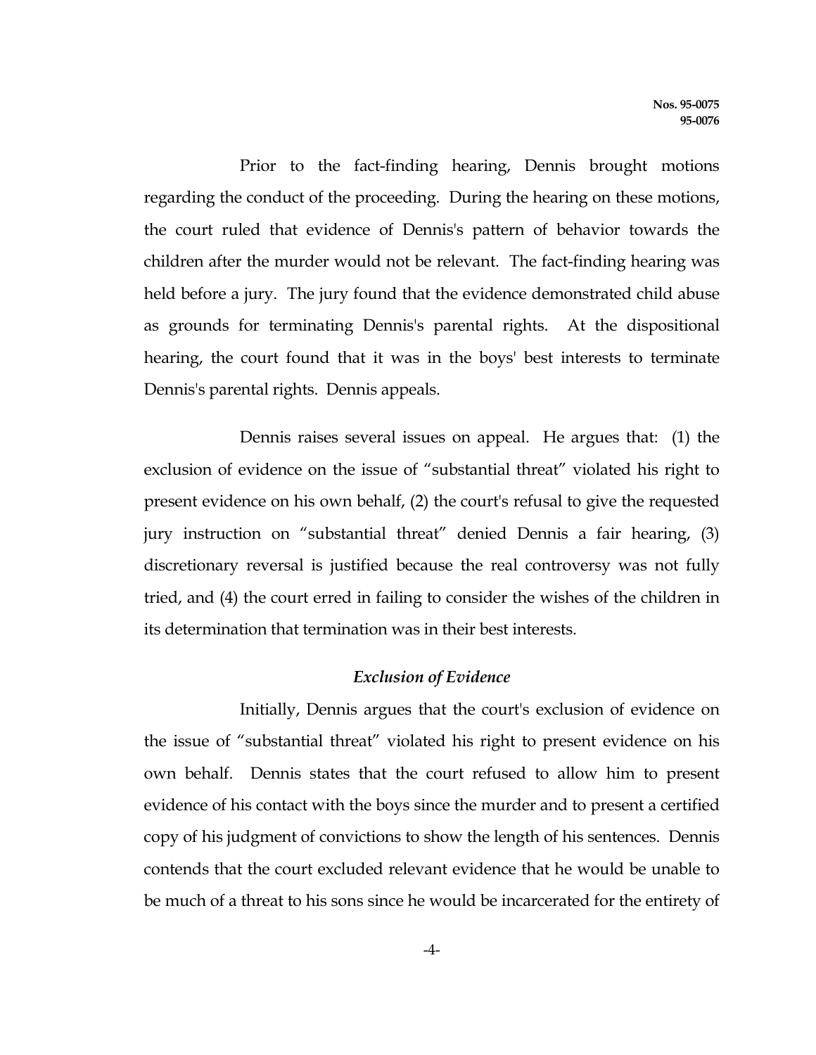Prior to the fact-finding hearing, Dennis brought motions regarding the conduct of the proceeding. During the hearing on these motions, the court ruled that evidence of Dennis's pattern of behavior towards the children after the murder would not be relevant. The fact-finding hearing was held before a jury. The jury found that the evidence demonstrated child abuse as grounds for terminating Dennis's parental rights. At the dispositional hearing, the court found that it was in the boys' best interests to terminate Dennis's parental rights. Dennis appeals.

Dennis raises several issues on appeal. He argues that: (1) the exclusion of evidence on the issue of "substantial threat" violated his right to present evidence on his own behalf, (2) the court's refusal to give the requested jury instruction on "substantial threat" denied Dennis a fair hearing, (3) discretionary reversal is justified because the real controversy was not fully tried, and (4) the court erred in failing to consider the wishes of the children in its determination that termination was in their best interests.

### *Exclusion of Evidence*

Initially, Dennis argues that the court's exclusion of evidence on the issue of "substantial threat" violated his right to present evidence on his own behalf. Dennis states that the court refused to allow him to present evidence of his contact with the boys since the murder and to present a certified copy of his judgment of convictions to show the length of his sentences. Dennis contends that the court excluded relevant evidence that he would be unable to be much of a threat to his sons since he would be incarcerated for the entirety of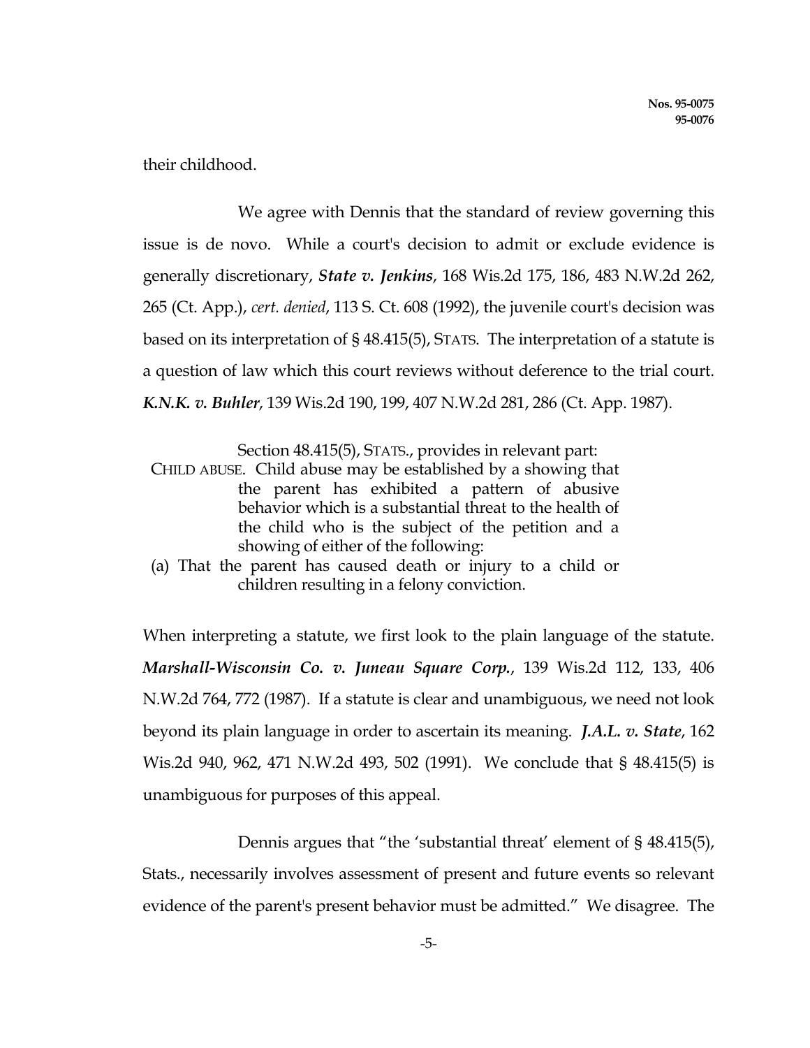their childhood.

We agree with Dennis that the standard of review governing this issue is de novo. While a court's decision to admit or exclude evidence is generally discretionary, ***State v. Jenkins***, 168 Wis.2d 175, 186, 483 N.W.2d 262, 265 (Ct. App.), *cert. denied*, 113 S. Ct. 608 (1992), the juvenile court's decision was based on its interpretation of § 48.415(5), STATS. The interpretation of a statute is a question of law which this court reviews without deference to the trial court. ***K.N.K. v. Buhler***, 139 Wis.2d 190, 199, 407 N.W.2d 281, 286 (Ct. App. 1987).

Section 48.415(5), STATS., provides in relevant part:

> CHILD ABUSE. Child abuse may be established by a showing that the parent has exhibited a pattern of abusive behavior which is a substantial threat to the health of the child who is the subject of the petition and a showing of either of the following:
>
> (a) That the parent has caused death or injury to a child or children resulting in a felony conviction.

When interpreting a statute, we first look to the plain language of the statute. ***Marshall-Wisconsin Co. v. Juneau Square Corp.***, 139 Wis.2d 112, 133, 406 N.W.2d 764, 772 (1987). If a statute is clear and unambiguous, we need not look beyond its plain language in order to ascertain its meaning. ***J.A.L. v. State***, 162 Wis.2d 940, 962, 471 N.W.2d 493, 502 (1991). We conclude that § 48.415(5) is unambiguous for purposes of this appeal.

Dennis argues that "the 'substantial threat' element of § 48.415(5), Stats., necessarily involves assessment of present and future events so relevant evidence of the parent's present behavior must be admitted." We disagree. The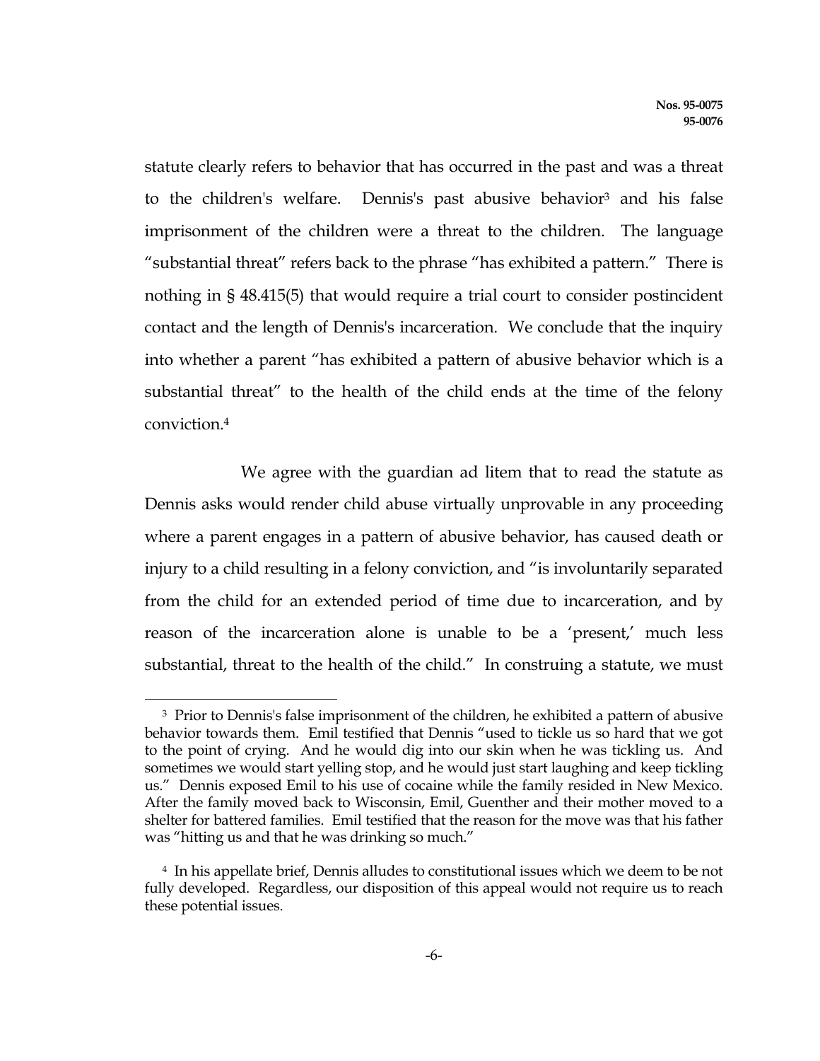statute clearly refers to behavior that has occurred in the past and was a threat to the children's welfare. Dennis's past abusive behavior[3] and his false imprisonment of the children were a threat to the children. The language "substantial threat" refers back to the phrase "has exhibited a pattern." There is nothing in § 48.415(5) that would require a trial court to consider postincident contact and the length of Dennis's incarceration. We conclude that the inquiry into whether a parent "has exhibited a pattern of abusive behavior which is a substantial threat" to the health of the child ends at the time of the felony conviction.[4]

We agree with the guardian ad litem that to read the statute as Dennis asks would render child abuse virtually unprovable in any proceeding where a parent engages in a pattern of abusive behavior, has caused death or injury to a child resulting in a felony conviction, and "is involuntarily separated from the child for an extended period of time due to incarceration, and by reason of the incarceration alone is unable to be a 'present,' much less substantial, threat to the health of the child." In construing a statute, we must

---

[3] Prior to Dennis's false imprisonment of the children, he exhibited a pattern of abusive behavior towards them. Emil testified that Dennis "used to tickle us so hard that we got to the point of crying. And he would dig into our skin when he was tickling us. And sometimes we would start yelling stop, and he would just start laughing and keep tickling us." Dennis exposed Emil to his use of cocaine while the family resided in New Mexico. After the family moved back to Wisconsin, Emil, Guenther and their mother moved to a shelter for battered families. Emil testified that the reason for the move was that his father was "hitting us and that he was drinking so much."

[4] In his appellate brief, Dennis alludes to constitutional issues which we deem to be not fully developed. Regardless, our disposition of this appeal would not require us to reach these potential issues.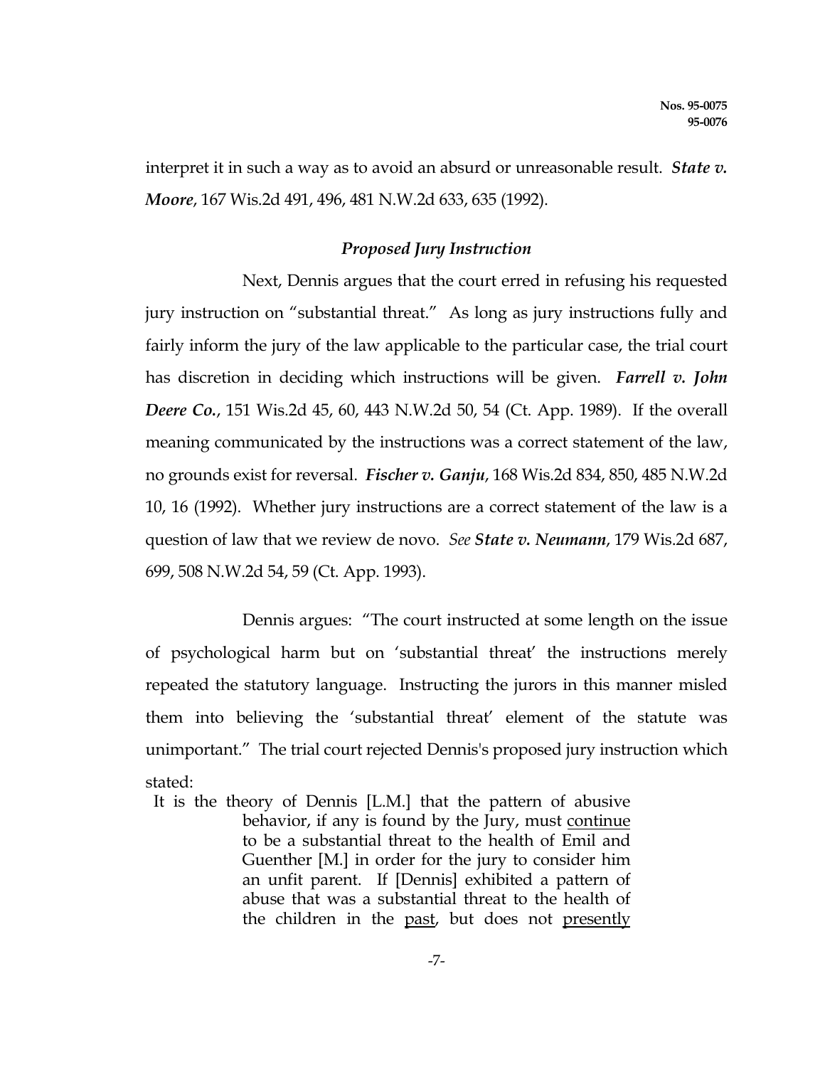interpret it in such a way as to avoid an absurd or unreasonable result. ***State v. Moore***, 167 Wis.2d 491, 496, 481 N.W.2d 633, 635 (1992).

### *Proposed Jury Instruction*

Next, Dennis argues that the court erred in refusing his requested jury instruction on "substantial threat." As long as jury instructions fully and fairly inform the jury of the law applicable to the particular case, the trial court has discretion in deciding which instructions will be given. ***Farrell v. John Deere Co.***, 151 Wis.2d 45, 60, 443 N.W.2d 50, 54 (Ct. App. 1989). If the overall meaning communicated by the instructions was a correct statement of the law, no grounds exist for reversal. ***Fischer v. Ganju***, 168 Wis.2d 834, 850, 485 N.W.2d 10, 16 (1992). Whether jury instructions are a correct statement of the law is a question of law that we review de novo. *See* ***State v. Neumann***, 179 Wis.2d 687, 699, 508 N.W.2d 54, 59 (Ct. App. 1993).

Dennis argues: "The court instructed at some length on the issue of psychological harm but on 'substantial threat' the instructions merely repeated the statutory language. Instructing the jurors in this manner misled them into believing the 'substantial threat' element of the statute was unimportant." The trial court rejected Dennis's proposed jury instruction which stated:

> It is the theory of Dennis [L.M.] that the pattern of abusive behavior, if any is found by the Jury, must <u>continue</u> to be a substantial threat to the health of Emil and Guenther [M.] in order for the jury to consider him an unfit parent. If [Dennis] exhibited a pattern of abuse that was a substantial threat to the health of the children in the <u>past</u>, but does not <u>presently</u>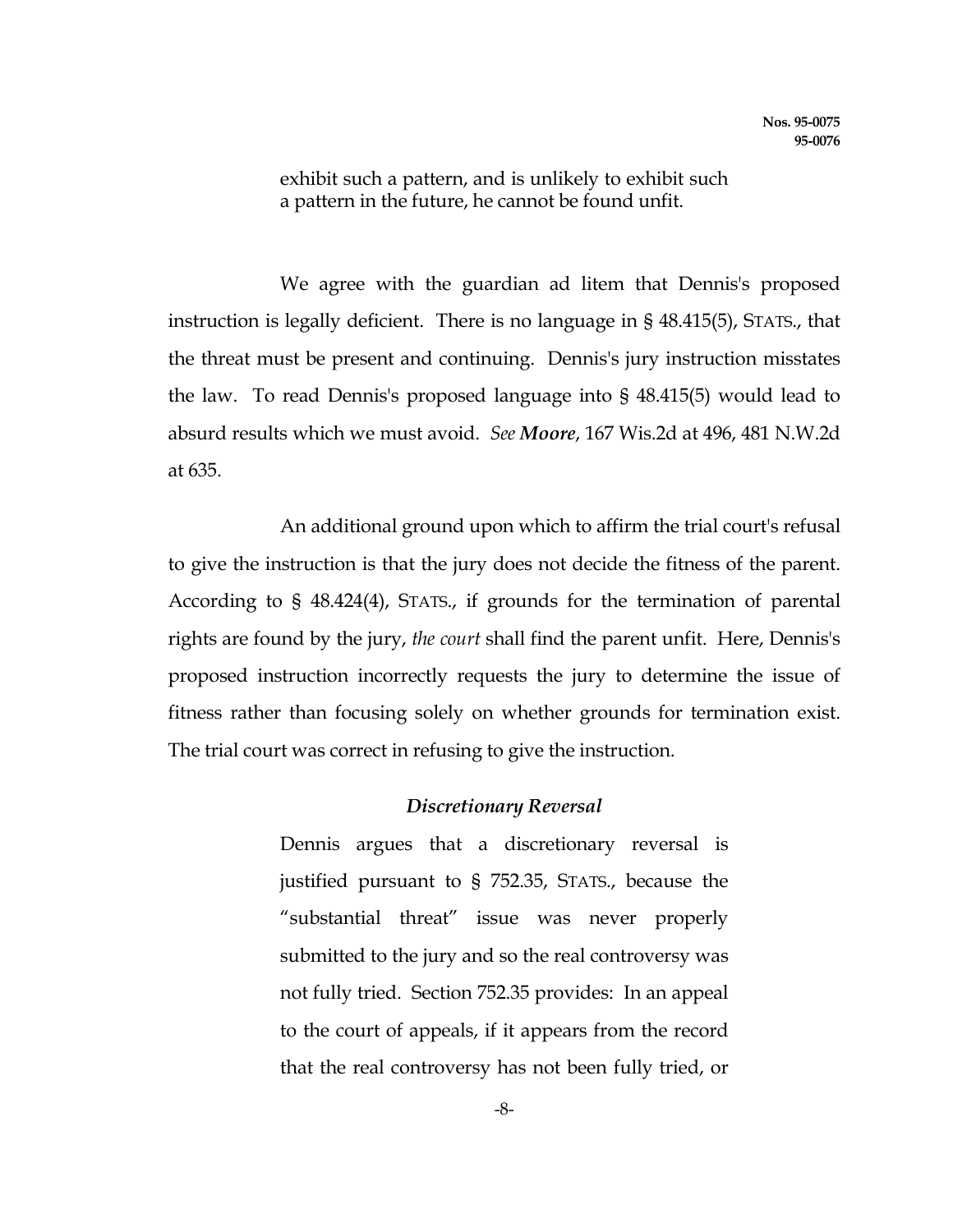> exhibit such a pattern, and is unlikely to exhibit such a pattern in the future, he cannot be found unfit.

We agree with the guardian ad litem that Dennis's proposed instruction is legally deficient. There is no language in § 48.415(5), STATS., that the threat must be present and continuing. Dennis's jury instruction misstates the law. To read Dennis's proposed language into § 48.415(5) would lead to absurd results which we must avoid. *See **Moore***, 167 Wis.2d at 496, 481 N.W.2d at 635.

An additional ground upon which to affirm the trial court's refusal to give the instruction is that the jury does not decide the fitness of the parent. According to § 48.424(4), STATS., if grounds for the termination of parental rights are found by the jury, *the court* shall find the parent unfit. Here, Dennis's proposed instruction incorrectly requests the jury to determine the issue of fitness rather than focusing solely on whether grounds for termination exist. The trial court was correct in refusing to give the instruction.

### *Discretionary Reversal*

> Dennis argues that a discretionary reversal is justified pursuant to § 752.35, STATS., because the "substantial threat" issue was never properly submitted to the jury and so the real controversy was not fully tried. Section 752.35 provides: In an appeal to the court of appeals, if it appears from the record that the real controversy has not been fully tried, or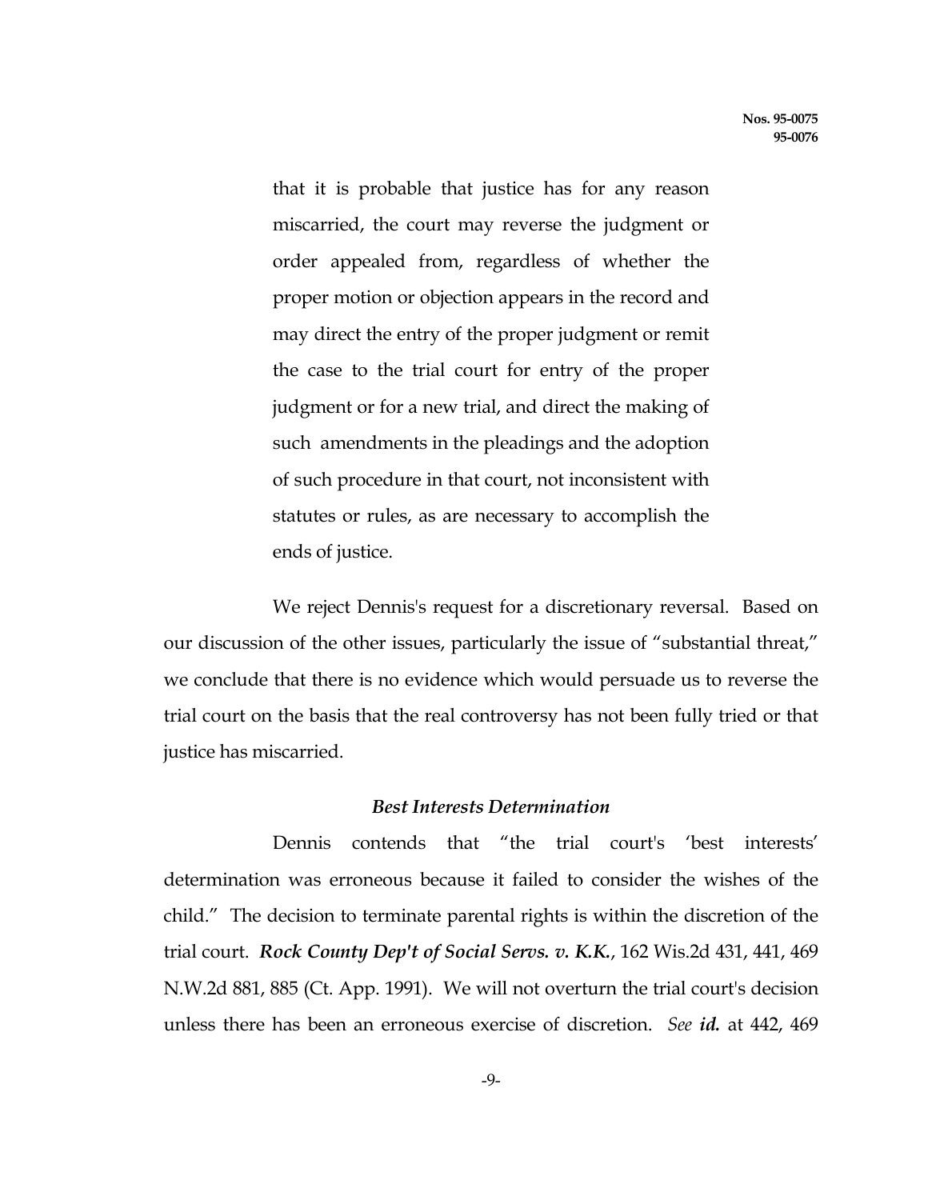> that it is probable that justice has for any reason miscarried, the court may reverse the judgment or order appealed from, regardless of whether the proper motion or objection appears in the record and may direct the entry of the proper judgment or remit the case to the trial court for entry of the proper judgment or for a new trial, and direct the making of such amendments in the pleadings and the adoption of such procedure in that court, not inconsistent with statutes or rules, as are necessary to accomplish the ends of justice.

We reject Dennis's request for a discretionary reversal. Based on our discussion of the other issues, particularly the issue of "substantial threat," we conclude that there is no evidence which would persuade us to reverse the trial court on the basis that the real controversy has not been fully tried or that justice has miscarried.

### *Best Interests Determination*

Dennis contends that "the trial court's 'best interests' determination was erroneous because it failed to consider the wishes of the child." The decision to terminate parental rights is within the discretion of the trial court. ***Rock County Dep't of Social Servs. v. K.K.***, 162 Wis.2d 431, 441, 469 N.W.2d 881, 885 (Ct. App. 1991). We will not overturn the trial court's decision unless there has been an erroneous exercise of discretion. *See* ***id.*** at 442, 469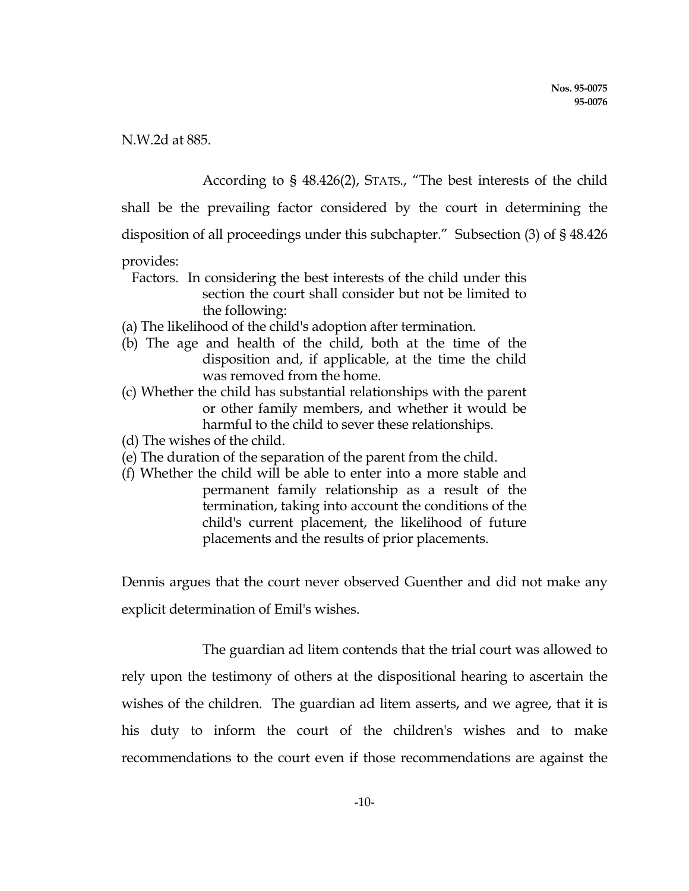N.W.2d at 885.

According to § 48.426(2), STATS., "The best interests of the child shall be the prevailing factor considered by the court in determining the disposition of all proceedings under this subchapter." Subsection (3) of § 48.426 provides:

> Factors. In considering the best interests of the child under this section the court shall consider but not be limited to the following:
>
> (a) The likelihood of the child's adoption after termination.
>
> (b) The age and health of the child, both at the time of the disposition and, if applicable, at the time the child was removed from the home.
>
> (c) Whether the child has substantial relationships with the parent or other family members, and whether it would be harmful to the child to sever these relationships.
>
> (d) The wishes of the child.
>
> (e) The duration of the separation of the parent from the child.
>
> (f) Whether the child will be able to enter into a more stable and permanent family relationship as a result of the termination, taking into account the conditions of the child's current placement, the likelihood of future placements and the results of prior placements.

Dennis argues that the court never observed Guenther and did not make any explicit determination of Emil's wishes.

The guardian ad litem contends that the trial court was allowed to rely upon the testimony of others at the dispositional hearing to ascertain the wishes of the children. The guardian ad litem asserts, and we agree, that it is his duty to inform the court of the children's wishes and to make recommendations to the court even if those recommendations are against the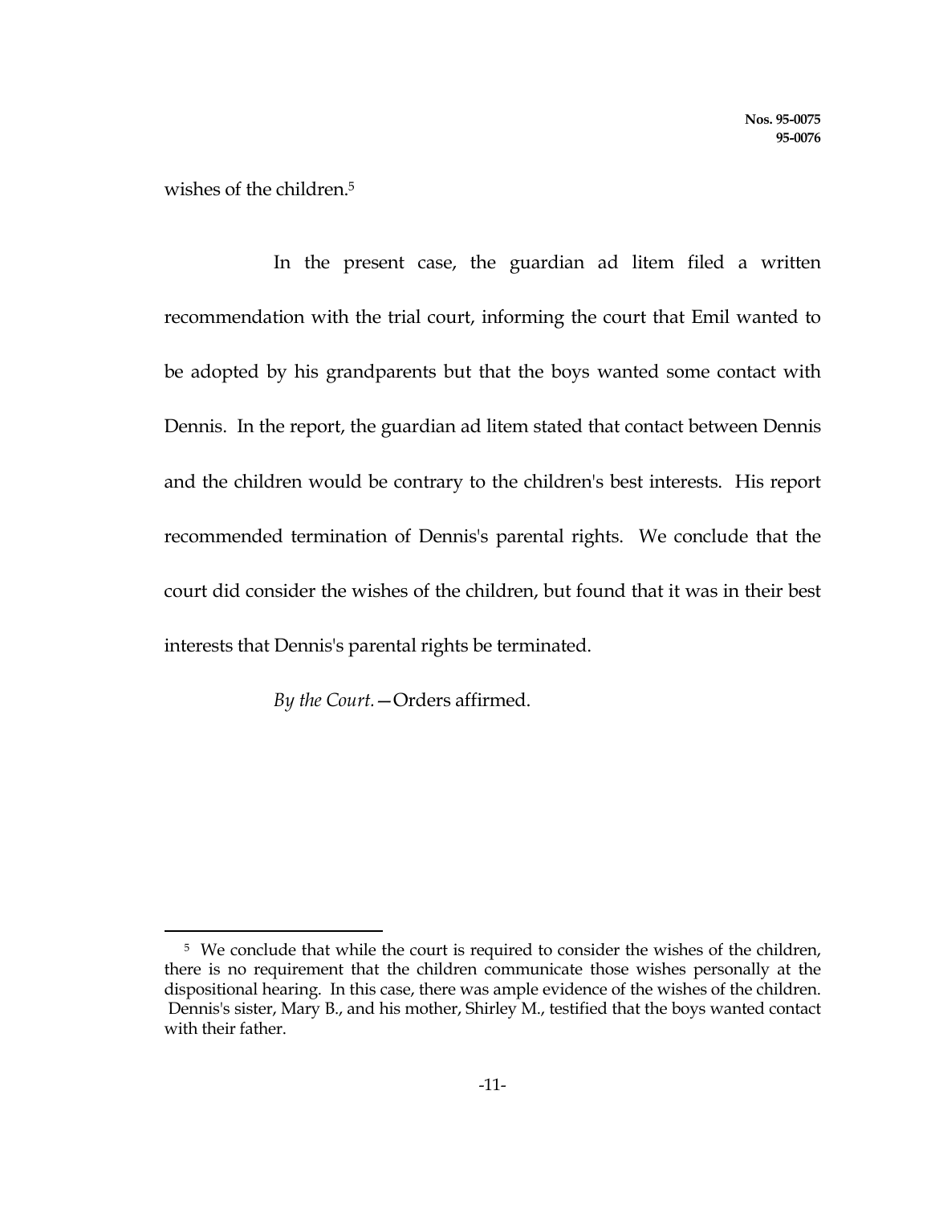wishes of the children.[5]

In the present case, the guardian ad litem filed a written recommendation with the trial court, informing the court that Emil wanted to be adopted by his grandparents but that the boys wanted some contact with Dennis. In the report, the guardian ad litem stated that contact between Dennis and the children would be contrary to the children's best interests. His report recommended termination of Dennis's parental rights. We conclude that the court did consider the wishes of the children, but found that it was in their best interests that Dennis's parental rights be terminated.

*By the Court.*—Orders affirmed.

---

[5] We conclude that while the court is required to consider the wishes of the children, there is no requirement that the children communicate those wishes personally at the dispositional hearing. In this case, there was ample evidence of the wishes of the children. Dennis's sister, Mary B., and his mother, Shirley M., testified that the boys wanted contact with their father.